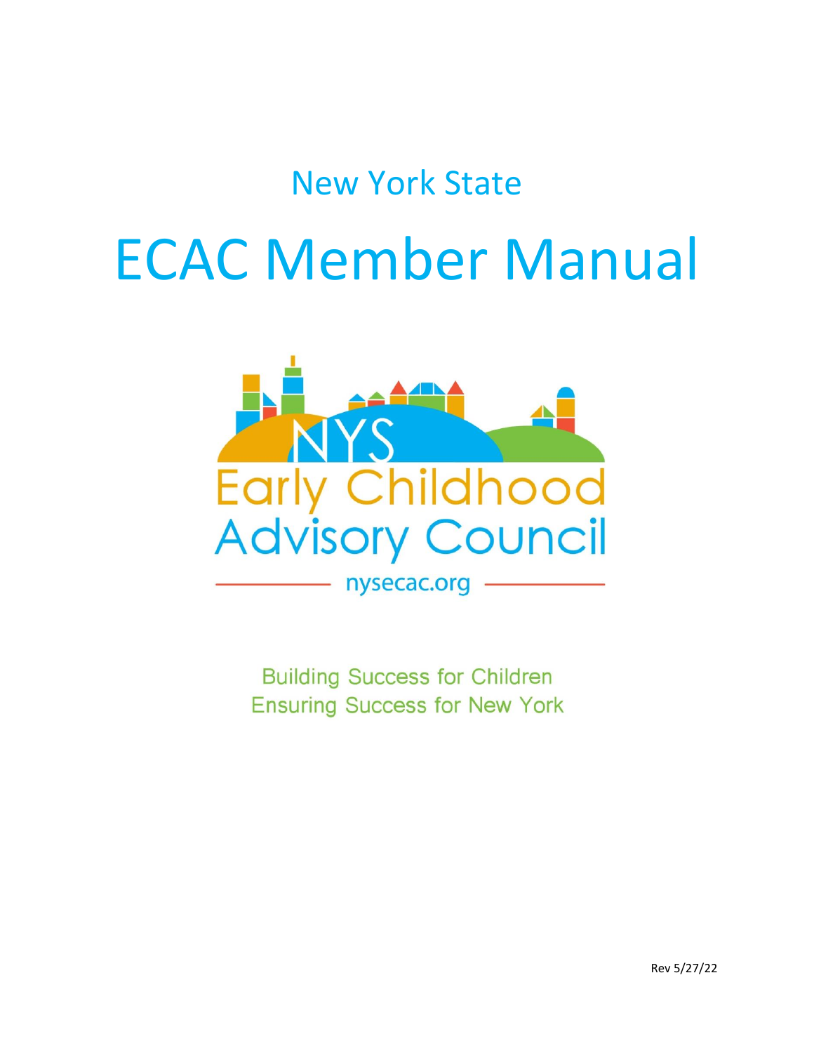New York State

# ECAC Member Manual

NYS

Early Childhood Advisory Council

nysecac.org

Building Success for Children
Ensuring Success for New York

Rev 5/27/22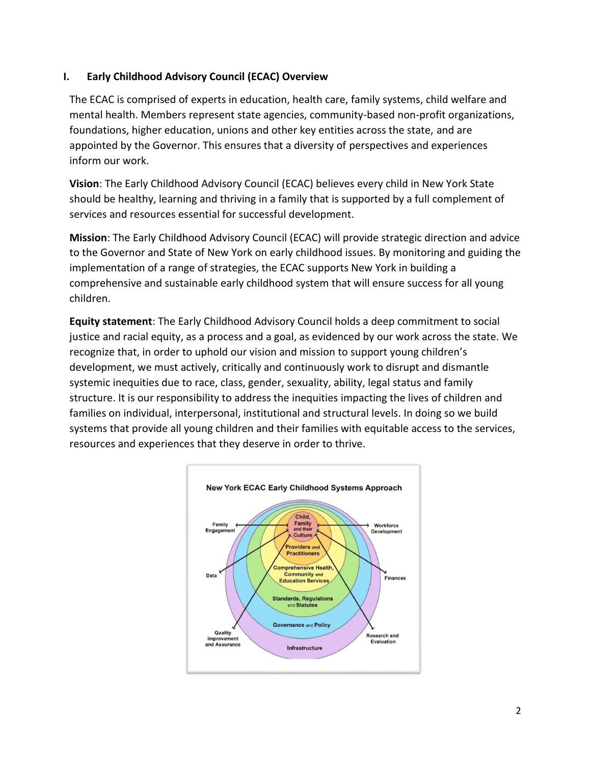## I. Early Childhood Advisory Council (ECAC) Overview

The ECAC is comprised of experts in education, health care, family systems, child welfare and mental health. Members represent state agencies, community-based non-profit organizations, foundations, higher education, unions and other key entities across the state, and are appointed by the Governor. This ensures that a diversity of perspectives and experiences inform our work.

**Vision**: The Early Childhood Advisory Council (ECAC) believes every child in New York State should be healthy, learning and thriving in a family that is supported by a full complement of services and resources essential for successful development.

**Mission**: The Early Childhood Advisory Council (ECAC) will provide strategic direction and advice to the Governor and State of New York on early childhood issues. By monitoring and guiding the implementation of a range of strategies, the ECAC supports New York in building a comprehensive and sustainable early childhood system that will ensure success for all young children.

**Equity statement**: The Early Childhood Advisory Council holds a deep commitment to social justice and racial equity, as a process and a goal, as evidenced by our work across the state. We recognize that, in order to uphold our vision and mission to support young children's development, we must actively, critically and continuously work to disrupt and dismantle systemic inequities due to race, class, gender, sexuality, ability, legal status and family structure. It is our responsibility to address the inequities impacting the lives of children and families on individual, interpersonal, institutional and structural levels. In doing so we build systems that provide all young children and their families with equitable access to the services, resources and experiences that they deserve in order to thrive.

**New York ECAC Early Childhood Systems Approach**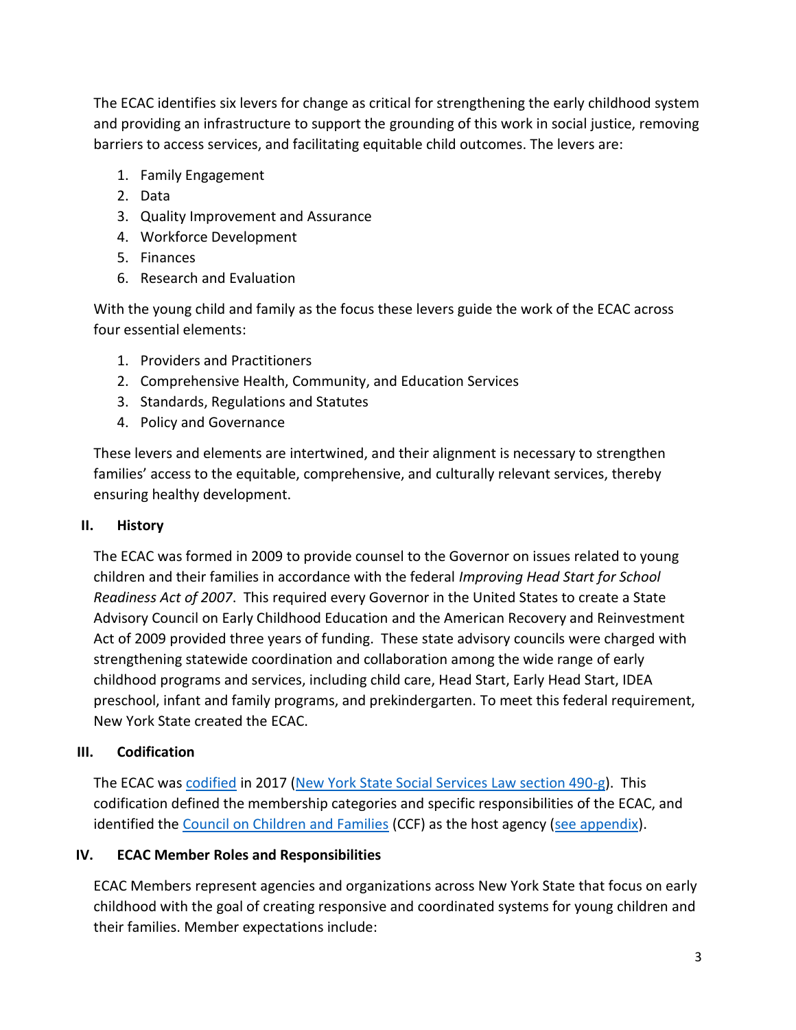The ECAC identifies six levers for change as critical for strengthening the early childhood system and providing an infrastructure to support the grounding of this work in social justice, removing barriers to access services, and facilitating equitable child outcomes. The levers are:

1. Family Engagement
2. Data
3. Quality Improvement and Assurance
4. Workforce Development
5. Finances
6. Research and Evaluation

With the young child and family as the focus these levers guide the work of the ECAC across four essential elements:

1. Providers and Practitioners
2. Comprehensive Health, Community, and Education Services
3. Standards, Regulations and Statutes
4. Policy and Governance

These levers and elements are intertwined, and their alignment is necessary to strengthen families' access to the equitable, comprehensive, and culturally relevant services, thereby ensuring healthy development.

## II. History

The ECAC was formed in 2009 to provide counsel to the Governor on issues related to young children and their families in accordance with the federal *Improving Head Start for School Readiness Act of 2007*. This required every Governor in the United States to create a State Advisory Council on Early Childhood Education and the American Recovery and Reinvestment Act of 2009 provided three years of funding. These state advisory councils were charged with strengthening statewide coordination and collaboration among the wide range of early childhood programs and services, including child care, Head Start, Early Head Start, IDEA preschool, infant and family programs, and prekindergarten. To meet this federal requirement, New York State created the ECAC.

## III. Codification

The ECAC was codified in 2017 (New York State Social Services Law section 490-g). This codification defined the membership categories and specific responsibilities of the ECAC, and identified the Council on Children and Families (CCF) as the host agency (see appendix).

## IV. ECAC Member Roles and Responsibilities

ECAC Members represent agencies and organizations across New York State that focus on early childhood with the goal of creating responsive and coordinated systems for young children and their families. Member expectations include: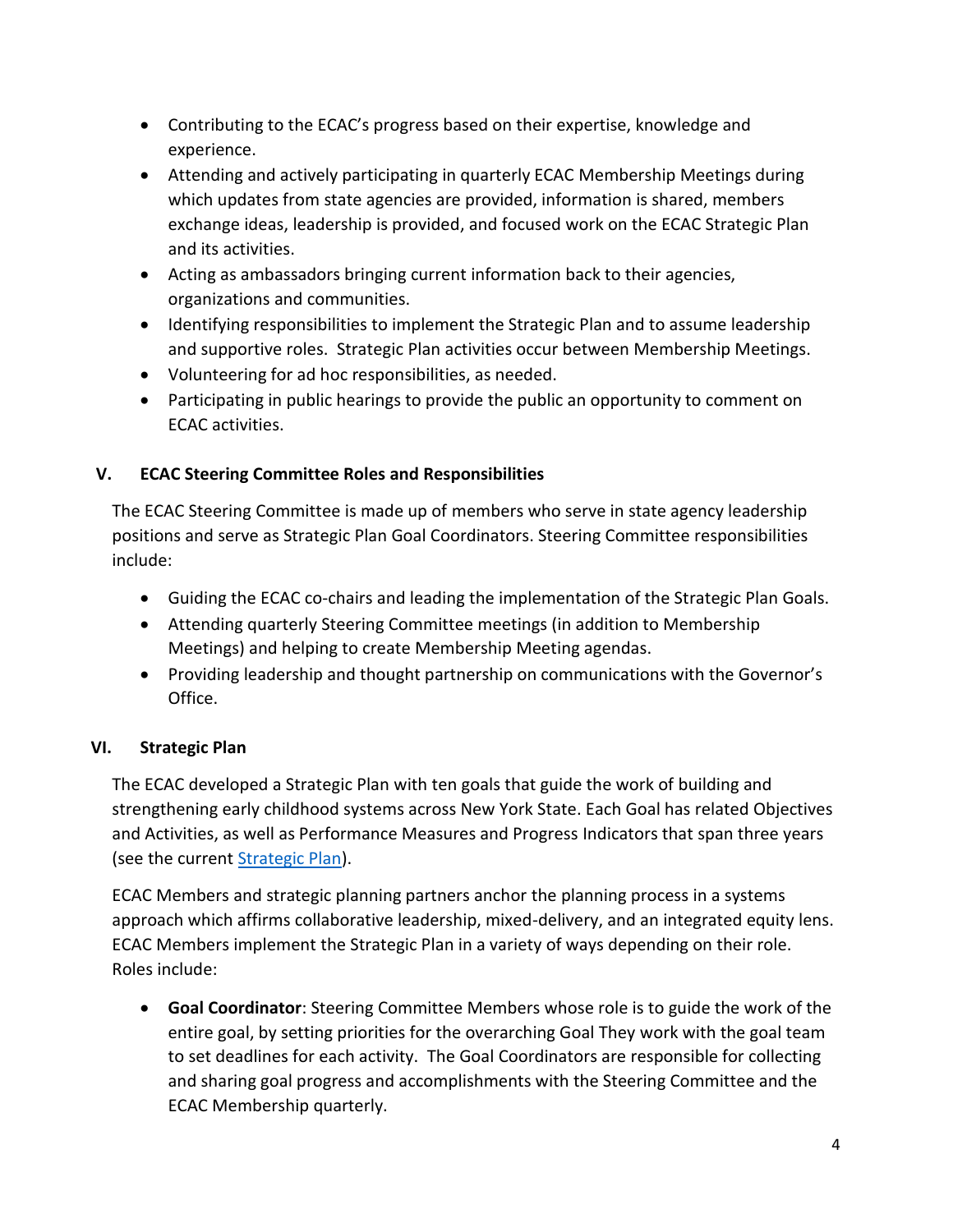- Contributing to the ECAC's progress based on their expertise, knowledge and experience.
- Attending and actively participating in quarterly ECAC Membership Meetings during which updates from state agencies are provided, information is shared, members exchange ideas, leadership is provided, and focused work on the ECAC Strategic Plan and its activities.
- Acting as ambassadors bringing current information back to their agencies, organizations and communities.
- Identifying responsibilities to implement the Strategic Plan and to assume leadership and supportive roles. Strategic Plan activities occur between Membership Meetings.
- Volunteering for ad hoc responsibilities, as needed.
- Participating in public hearings to provide the public an opportunity to comment on ECAC activities.

## V. ECAC Steering Committee Roles and Responsibilities

The ECAC Steering Committee is made up of members who serve in state agency leadership positions and serve as Strategic Plan Goal Coordinators. Steering Committee responsibilities include:

- Guiding the ECAC co-chairs and leading the implementation of the Strategic Plan Goals.
- Attending quarterly Steering Committee meetings (in addition to Membership Meetings) and helping to create Membership Meeting agendas.
- Providing leadership and thought partnership on communications with the Governor's Office.

## VI. Strategic Plan

The ECAC developed a Strategic Plan with ten goals that guide the work of building and strengthening early childhood systems across New York State. Each Goal has related Objectives and Activities, as well as Performance Measures and Progress Indicators that span three years (see the current [Strategic Plan]).

ECAC Members and strategic planning partners anchor the planning process in a systems approach which affirms collaborative leadership, mixed-delivery, and an integrated equity lens. ECAC Members implement the Strategic Plan in a variety of ways depending on their role. Roles include:

- **Goal Coordinator**: Steering Committee Members whose role is to guide the work of the entire goal, by setting priorities for the overarching Goal They work with the goal team to set deadlines for each activity. The Goal Coordinators are responsible for collecting and sharing goal progress and accomplishments with the Steering Committee and the ECAC Membership quarterly.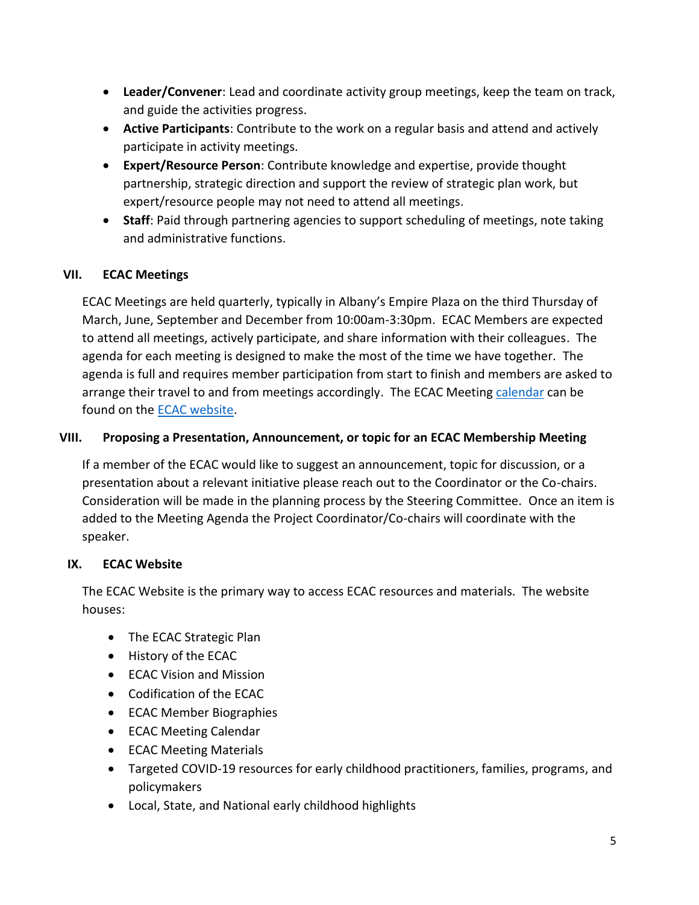- **Leader/Convener**: Lead and coordinate activity group meetings, keep the team on track, and guide the activities progress.
- **Active Participants**: Contribute to the work on a regular basis and attend and actively participate in activity meetings.
- **Expert/Resource Person**: Contribute knowledge and expertise, provide thought partnership, strategic direction and support the review of strategic plan work, but expert/resource people may not need to attend all meetings.
- **Staff**: Paid through partnering agencies to support scheduling of meetings, note taking and administrative functions.

## VII. ECAC Meetings

ECAC Meetings are held quarterly, typically in Albany's Empire Plaza on the third Thursday of March, June, September and December from 10:00am-3:30pm. ECAC Members are expected to attend all meetings, actively participate, and share information with their colleagues. The agenda for each meeting is designed to make the most of the time we have together. The agenda is full and requires member participation from start to finish and members are asked to arrange their travel to and from meetings accordingly. The ECAC Meeting calendar can be found on the ECAC website.

## VIII. Proposing a Presentation, Announcement, or topic for an ECAC Membership Meeting

If a member of the ECAC would like to suggest an announcement, topic for discussion, or a presentation about a relevant initiative please reach out to the Coordinator or the Co-chairs. Consideration will be made in the planning process by the Steering Committee. Once an item is added to the Meeting Agenda the Project Coordinator/Co-chairs will coordinate with the speaker.

## IX. ECAC Website

The ECAC Website is the primary way to access ECAC resources and materials. The website houses:

- The ECAC Strategic Plan
- History of the ECAC
- ECAC Vision and Mission
- Codification of the ECAC
- ECAC Member Biographies
- ECAC Meeting Calendar
- ECAC Meeting Materials
- Targeted COVID-19 resources for early childhood practitioners, families, programs, and policymakers
- Local, State, and National early childhood highlights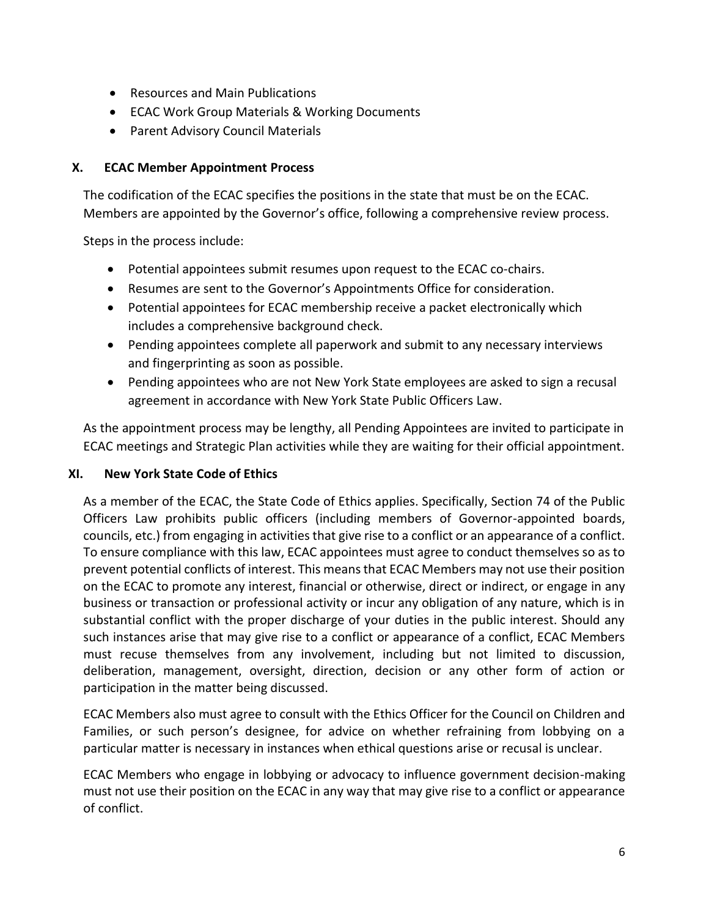- Resources and Main Publications
- ECAC Work Group Materials & Working Documents
- Parent Advisory Council Materials

## X. ECAC Member Appointment Process

The codification of the ECAC specifies the positions in the state that must be on the ECAC. Members are appointed by the Governor's office, following a comprehensive review process.

Steps in the process include:

- Potential appointees submit resumes upon request to the ECAC co-chairs.
- Resumes are sent to the Governor's Appointments Office for consideration.
- Potential appointees for ECAC membership receive a packet electronically which includes a comprehensive background check.
- Pending appointees complete all paperwork and submit to any necessary interviews and fingerprinting as soon as possible.
- Pending appointees who are not New York State employees are asked to sign a recusal agreement in accordance with New York State Public Officers Law.

As the appointment process may be lengthy, all Pending Appointees are invited to participate in ECAC meetings and Strategic Plan activities while they are waiting for their official appointment.

## XI. New York State Code of Ethics

As a member of the ECAC, the State Code of Ethics applies. Specifically, Section 74 of the Public Officers Law prohibits public officers (including members of Governor-appointed boards, councils, etc.) from engaging in activities that give rise to a conflict or an appearance of a conflict. To ensure compliance with this law, ECAC appointees must agree to conduct themselves so as to prevent potential conflicts of interest. This means that ECAC Members may not use their position on the ECAC to promote any interest, financial or otherwise, direct or indirect, or engage in any business or transaction or professional activity or incur any obligation of any nature, which is in substantial conflict with the proper discharge of your duties in the public interest. Should any such instances arise that may give rise to a conflict or appearance of a conflict, ECAC Members must recuse themselves from any involvement, including but not limited to discussion, deliberation, management, oversight, direction, decision or any other form of action or participation in the matter being discussed.

ECAC Members also must agree to consult with the Ethics Officer for the Council on Children and Families, or such person's designee, for advice on whether refraining from lobbying on a particular matter is necessary in instances when ethical questions arise or recusal is unclear.

ECAC Members who engage in lobbying or advocacy to influence government decision-making must not use their position on the ECAC in any way that may give rise to a conflict or appearance of conflict.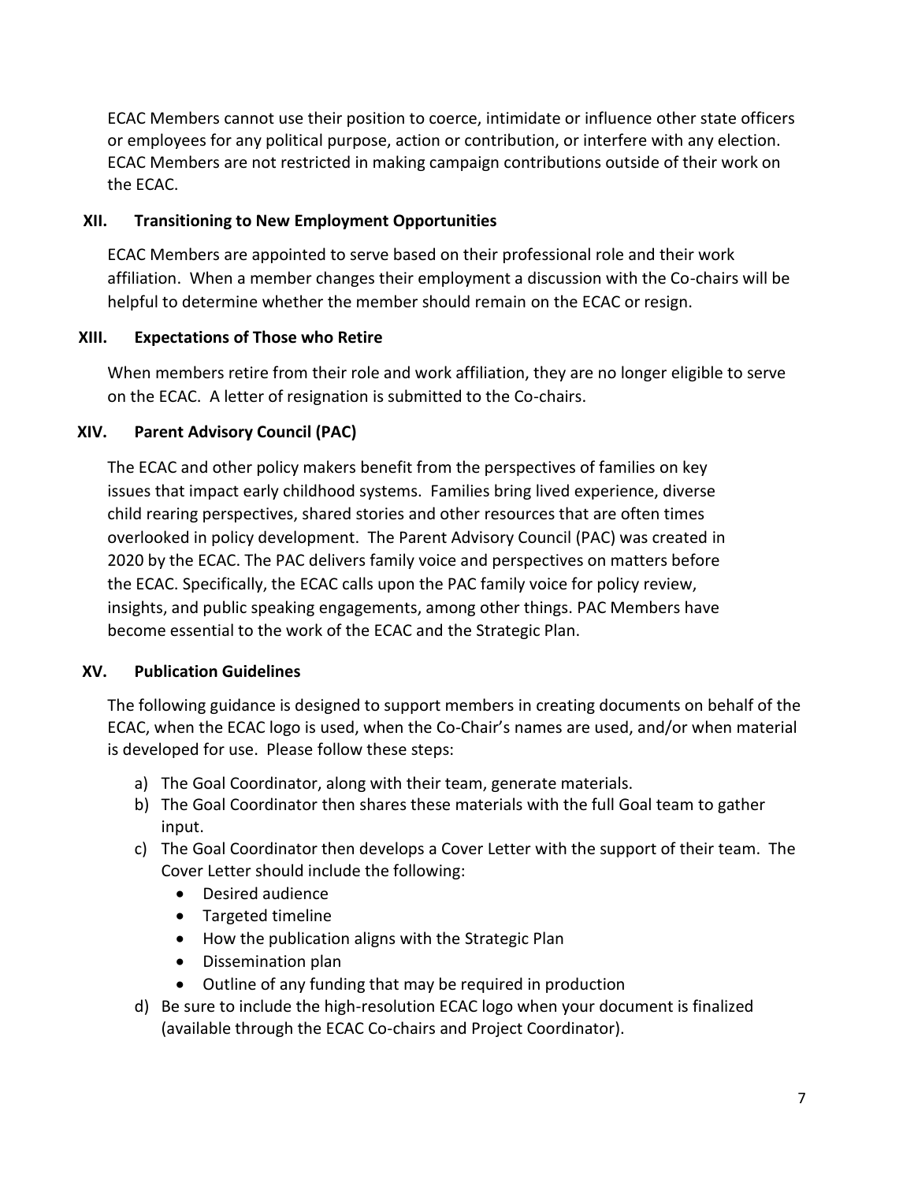ECAC Members cannot use their position to coerce, intimidate or influence other state officers or employees for any political purpose, action or contribution, or interfere with any election. ECAC Members are not restricted in making campaign contributions outside of their work on the ECAC.

## XII. Transitioning to New Employment Opportunities

ECAC Members are appointed to serve based on their professional role and their work affiliation. When a member changes their employment a discussion with the Co-chairs will be helpful to determine whether the member should remain on the ECAC or resign.

## XIII. Expectations of Those who Retire

When members retire from their role and work affiliation, they are no longer eligible to serve on the ECAC. A letter of resignation is submitted to the Co-chairs.

## XIV. Parent Advisory Council (PAC)

The ECAC and other policy makers benefit from the perspectives of families on key issues that impact early childhood systems. Families bring lived experience, diverse child rearing perspectives, shared stories and other resources that are often times overlooked in policy development. The Parent Advisory Council (PAC) was created in 2020 by the ECAC. The PAC delivers family voice and perspectives on matters before the ECAC. Specifically, the ECAC calls upon the PAC family voice for policy review, insights, and public speaking engagements, among other things. PAC Members have become essential to the work of the ECAC and the Strategic Plan.

## XV. Publication Guidelines

The following guidance is designed to support members in creating documents on behalf of the ECAC, when the ECAC logo is used, when the Co-Chair's names are used, and/or when material is developed for use. Please follow these steps:

a) The Goal Coordinator, along with their team, generate materials.
b) The Goal Coordinator then shares these materials with the full Goal team to gather input.
c) The Goal Coordinator then develops a Cover Letter with the support of their team. The Cover Letter should include the following:
   - Desired audience
   - Targeted timeline
   - How the publication aligns with the Strategic Plan
   - Dissemination plan
   - Outline of any funding that may be required in production
d) Be sure to include the high-resolution ECAC logo when your document is finalized (available through the ECAC Co-chairs and Project Coordinator).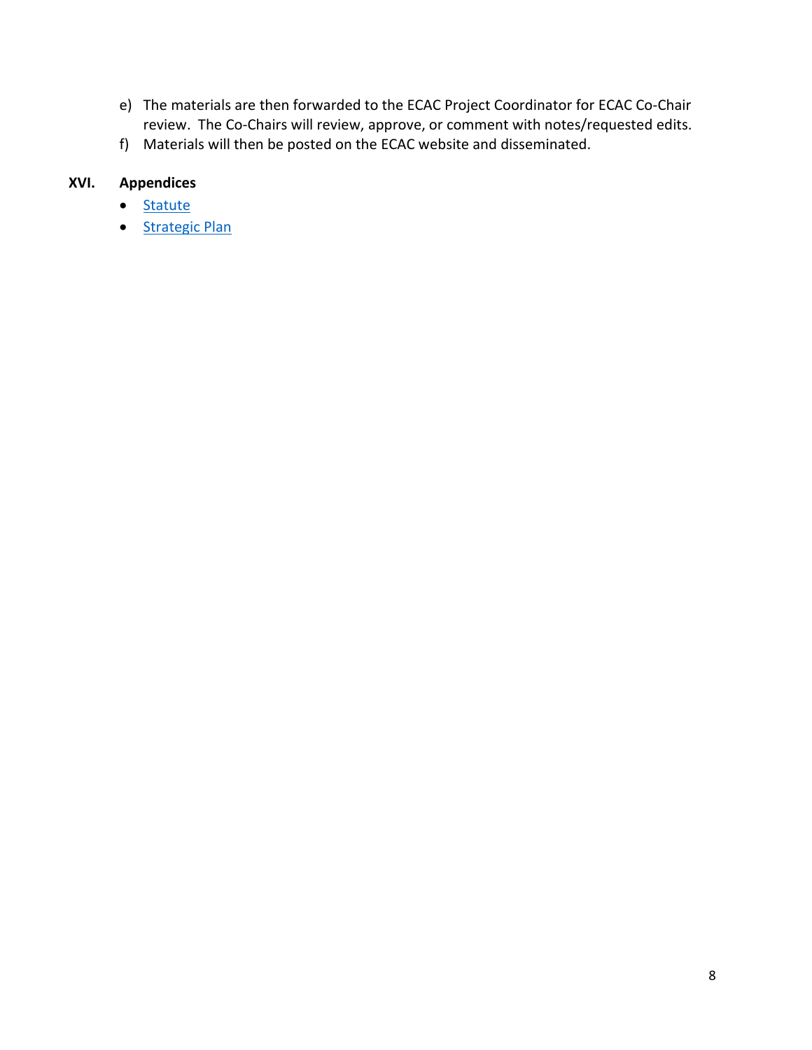e) The materials are then forwarded to the ECAC Project Coordinator for ECAC Co-Chair review. The Co-Chairs will review, approve, or comment with notes/requested edits.

f) Materials will then be posted on the ECAC website and disseminated.

## XVI. Appendices

- Statute
- Strategic Plan